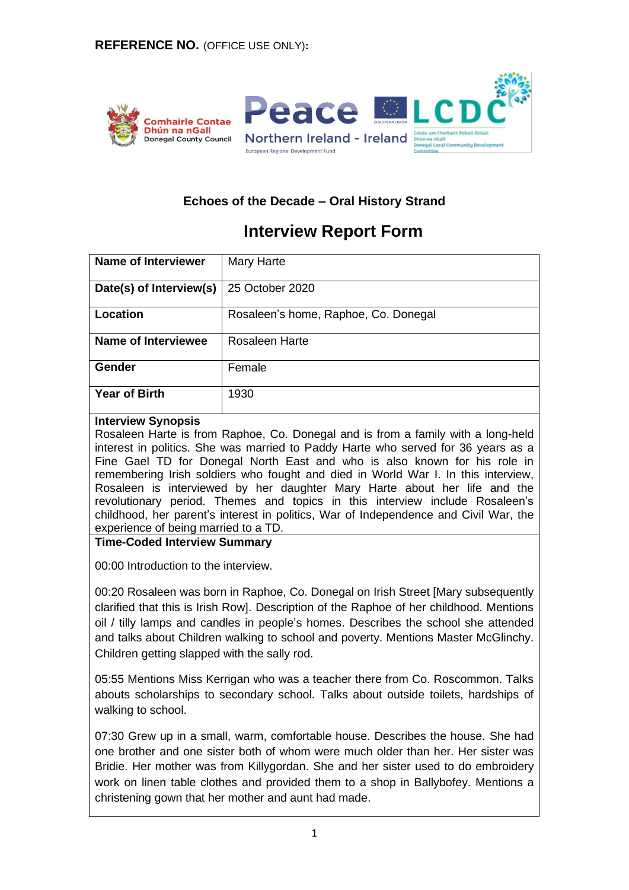**REFERENCE NO.** (OFFICE USE ONLY)**:**

## Echoes of the Decade – Oral History Strand

# Interview Report Form

| **Name of Interviewer** | Mary Harte |
|---|---|
| **Date(s) of Interview(s)** | 25 October 2020 |
| **Location** | Rosaleen's home, Raphoe, Co. Donegal |
| **Name of Interviewee** | Rosaleen Harte |
| **Gender** | Female |
| **Year of Birth** | 1930 |

**Interview Synopsis**

Rosaleen Harte is from Raphoe, Co. Donegal and is from a family with a long-held interest in politics. She was married to Paddy Harte who served for 36 years as a Fine Gael TD for Donegal North East and who is also known for his role in remembering Irish soldiers who fought and died in World War I. In this interview, Rosaleen is interviewed by her daughter Mary Harte about her life and the revolutionary period. Themes and topics in this interview include Rosaleen's childhood, her parent's interest in politics, War of Independence and Civil War, the experience of being married to a TD.

**Time-Coded Interview Summary**

00:00 Introduction to the interview.

00:20 Rosaleen was born in Raphoe, Co. Donegal on Irish Street [Mary subsequently clarified that this is Irish Row]. Description of the Raphoe of her childhood. Mentions oil / tilly lamps and candles in people's homes. Describes the school she attended and talks about Children walking to school and poverty. Mentions Master McGlinchy. Children getting slapped with the sally rod.

05:55 Mentions Miss Kerrigan who was a teacher there from Co. Roscommon. Talks abouts scholarships to secondary school. Talks about outside toilets, hardships of walking to school.

07:30 Grew up in a small, warm, comfortable house. Describes the house. She had one brother and one sister both of whom were much older than her. Her sister was Bridie. Her mother was from Killygordan. She and her sister used to do embroidery work on linen table clothes and provided them to a shop in Ballybofey. Mentions a christening gown that her mother and aunt had made.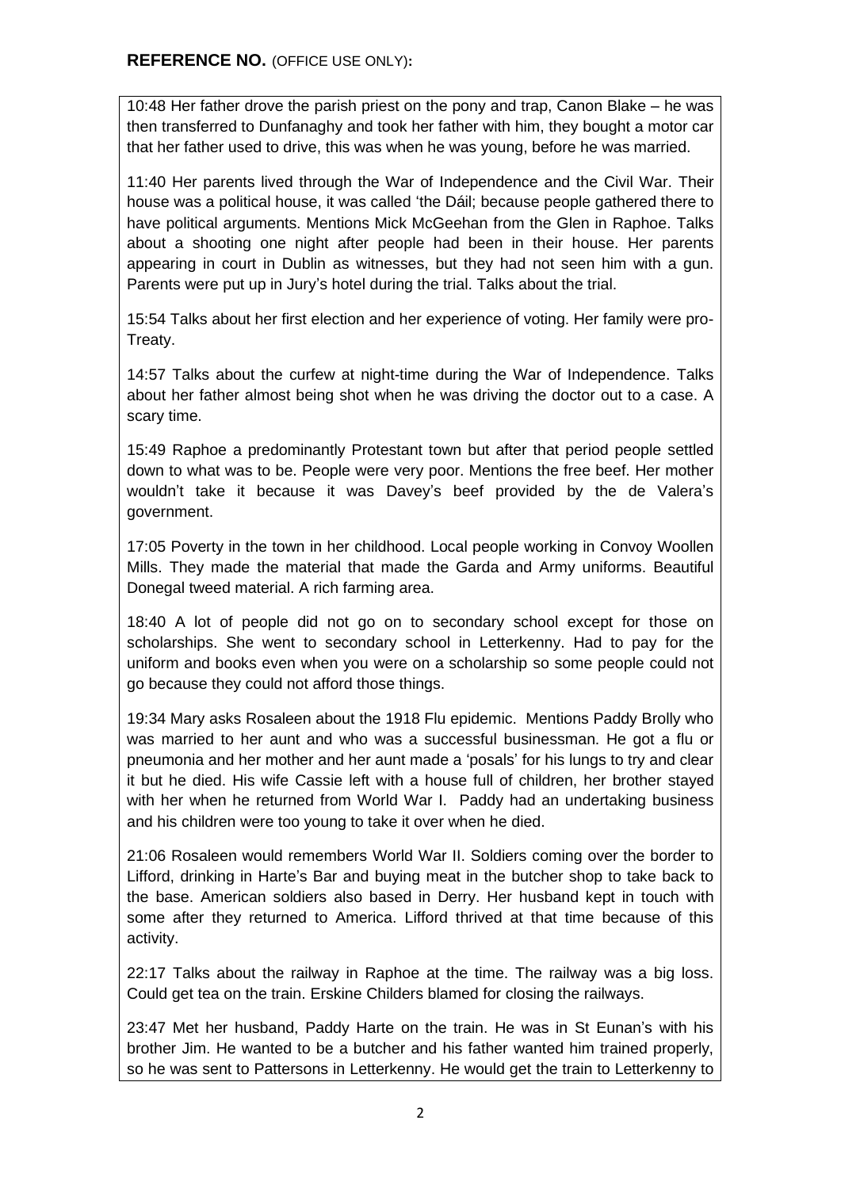**REFERENCE NO.** (OFFICE USE ONLY)**:**

10:48 Her father drove the parish priest on the pony and trap, Canon Blake – he was then transferred to Dunfanaghy and took her father with him, they bought a motor car that her father used to drive, this was when he was young, before he was married.

11:40 Her parents lived through the War of Independence and the Civil War. Their house was a political house, it was called 'the Dáil; because people gathered there to have political arguments. Mentions Mick McGeehan from the Glen in Raphoe. Talks about a shooting one night after people had been in their house. Her parents appearing in court in Dublin as witnesses, but they had not seen him with a gun. Parents were put up in Jury's hotel during the trial. Talks about the trial.

15:54 Talks about her first election and her experience of voting. Her family were pro-Treaty.

14:57 Talks about the curfew at night-time during the War of Independence. Talks about her father almost being shot when he was driving the doctor out to a case. A scary time.

15:49 Raphoe a predominantly Protestant town but after that period people settled down to what was to be. People were very poor. Mentions the free beef. Her mother wouldn't take it because it was Davey's beef provided by the de Valera's government.

17:05 Poverty in the town in her childhood. Local people working in Convoy Woollen Mills. They made the material that made the Garda and Army uniforms. Beautiful Donegal tweed material. A rich farming area.

18:40 A lot of people did not go on to secondary school except for those on scholarships. She went to secondary school in Letterkenny. Had to pay for the uniform and books even when you were on a scholarship so some people could not go because they could not afford those things.

19:34 Mary asks Rosaleen about the 1918 Flu epidemic. Mentions Paddy Brolly who was married to her aunt and who was a successful businessman. He got a flu or pneumonia and her mother and her aunt made a 'posals' for his lungs to try and clear it but he died. His wife Cassie left with a house full of children, her brother stayed with her when he returned from World War I. Paddy had an undertaking business and his children were too young to take it over when he died.

21:06 Rosaleen would remembers World War II. Soldiers coming over the border to Lifford, drinking in Harte's Bar and buying meat in the butcher shop to take back to the base. American soldiers also based in Derry. Her husband kept in touch with some after they returned to America. Lifford thrived at that time because of this activity.

22:17 Talks about the railway in Raphoe at the time. The railway was a big loss. Could get tea on the train. Erskine Childers blamed for closing the railways.

23:47 Met her husband, Paddy Harte on the train. He was in St Eunan's with his brother Jim. He wanted to be a butcher and his father wanted him trained properly, so he was sent to Pattersons in Letterkenny. He would get the train to Letterkenny to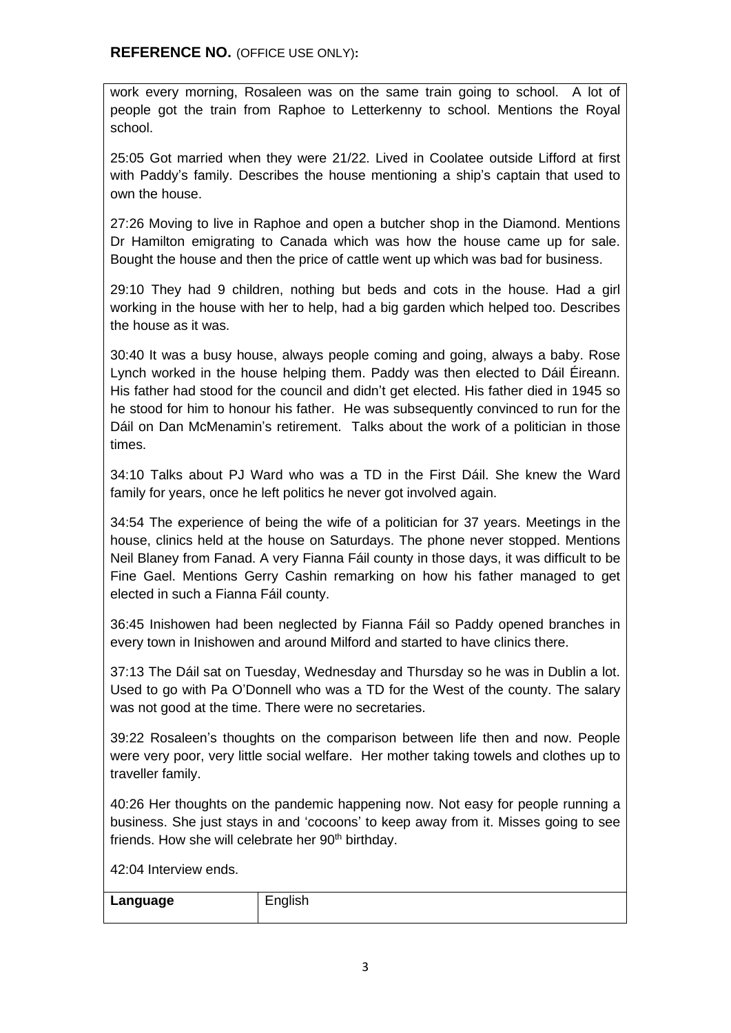**REFERENCE NO.** (OFFICE USE ONLY)**:**

work every morning, Rosaleen was on the same train going to school. A lot of people got the train from Raphoe to Letterkenny to school. Mentions the Royal school.

25:05 Got married when they were 21/22. Lived in Coolatee outside Lifford at first with Paddy's family. Describes the house mentioning a ship's captain that used to own the house.

27:26 Moving to live in Raphoe and open a butcher shop in the Diamond. Mentions Dr Hamilton emigrating to Canada which was how the house came up for sale. Bought the house and then the price of cattle went up which was bad for business.

29:10 They had 9 children, nothing but beds and cots in the house. Had a girl working in the house with her to help, had a big garden which helped too. Describes the house as it was.

30:40 It was a busy house, always people coming and going, always a baby. Rose Lynch worked in the house helping them. Paddy was then elected to Dáil Éireann. His father had stood for the council and didn't get elected. His father died in 1945 so he stood for him to honour his father. He was subsequently convinced to run for the Dáil on Dan McMenamin's retirement. Talks about the work of a politician in those times.

34:10 Talks about PJ Ward who was a TD in the First Dáil. She knew the Ward family for years, once he left politics he never got involved again.

34:54 The experience of being the wife of a politician for 37 years. Meetings in the house, clinics held at the house on Saturdays. The phone never stopped. Mentions Neil Blaney from Fanad. A very Fianna Fáil county in those days, it was difficult to be Fine Gael. Mentions Gerry Cashin remarking on how his father managed to get elected in such a Fianna Fáil county.

36:45 Inishowen had been neglected by Fianna Fáil so Paddy opened branches in every town in Inishowen and around Milford and started to have clinics there.

37:13 The Dáil sat on Tuesday, Wednesday and Thursday so he was in Dublin a lot. Used to go with Pa O'Donnell who was a TD for the West of the county. The salary was not good at the time. There were no secretaries.

39:22 Rosaleen's thoughts on the comparison between life then and now. People were very poor, very little social welfare. Her mother taking towels and clothes up to traveller family.

40:26 Her thoughts on the pandemic happening now. Not easy for people running a business. She just stays in and 'cocoons' to keep away from it. Misses going to see friends. How she will celebrate her 90th birthday.

42:04 Interview ends.

| **Language** | English |
|---|---|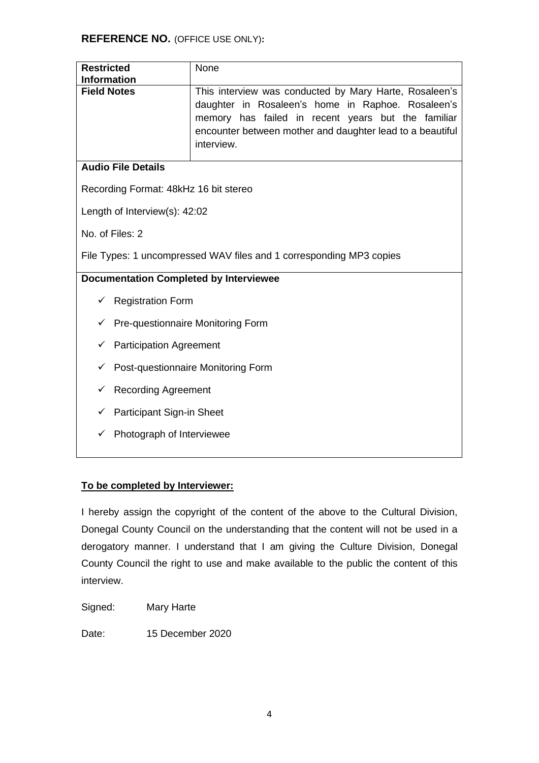**REFERENCE NO.** (OFFICE USE ONLY)**:**

| | |
|---|---|
| **Restricted Information** | None |
| **Field Notes** | This interview was conducted by Mary Harte, Rosaleen's daughter in Rosaleen's home in Raphoe. Rosaleen's memory has failed in recent years but the familiar encounter between mother and daughter lead to a beautiful interview. |

**Audio File Details**

Recording Format: 48kHz 16 bit stereo

Length of Interview(s): 42:02

No. of Files: 2

File Types: 1 uncompressed WAV files and 1 corresponding MP3 copies

**Documentation Completed by Interviewee**

- ✓ Registration Form
- ✓ Pre-questionnaire Monitoring Form
- ✓ Participation Agreement
- ✓ Post-questionnaire Monitoring Form
- ✓ Recording Agreement
- ✓ Participant Sign-in Sheet
- ✓ Photograph of Interviewee

**To be completed by Interviewer:**

I hereby assign the copyright of the content of the above to the Cultural Division, Donegal County Council on the understanding that the content will not be used in a derogatory manner. I understand that I am giving the Culture Division, Donegal County Council the right to use and make available to the public the content of this interview.

Signed: Mary Harte

Date: 15 December 2020